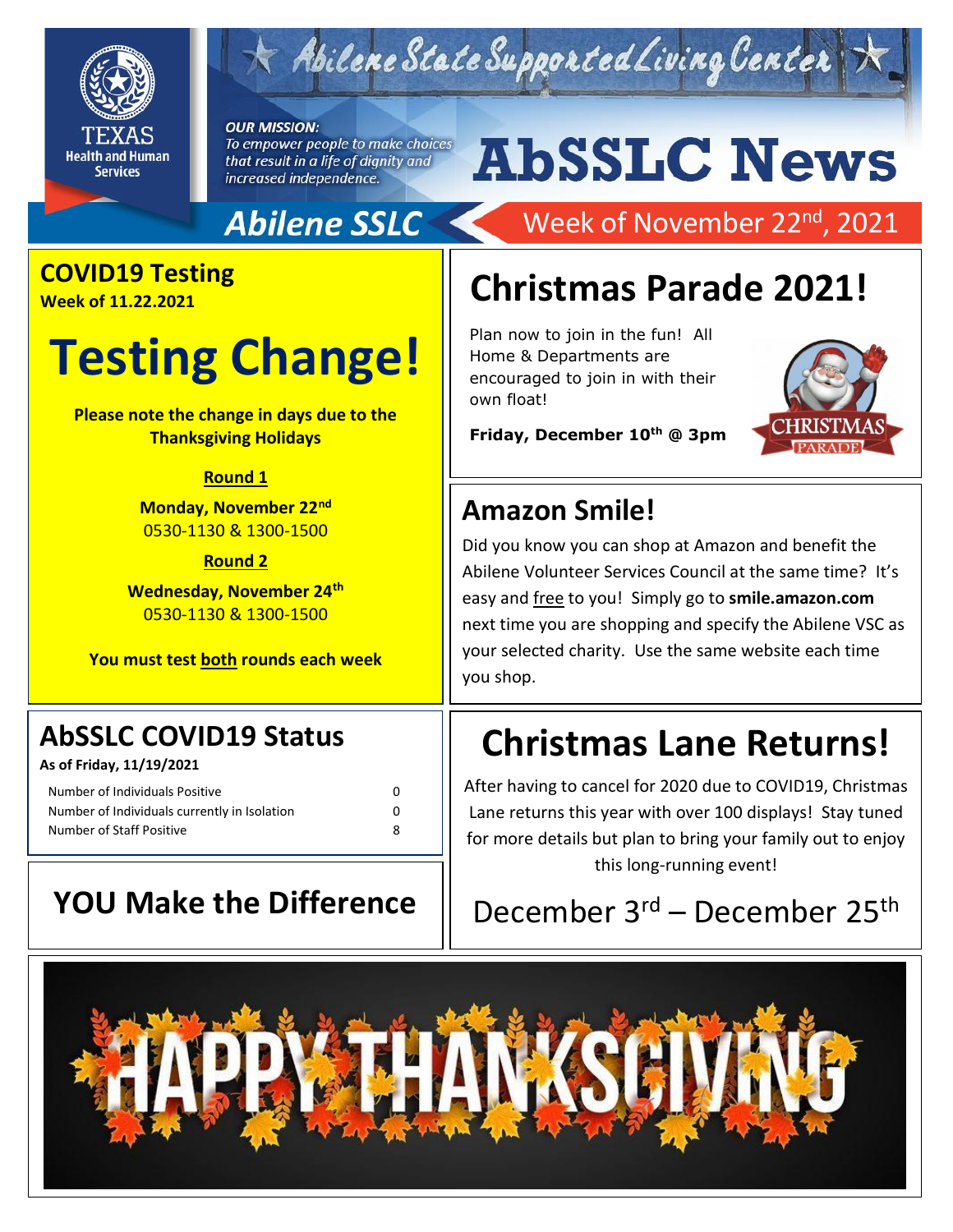# Abilene State Supported Living Center

TEXAS Health and Human Services

***OUR MISSION:***
*To empower people to make choices that result in a life of dignity and increased independence.*

# AbSSLC News

**Abilene SSLC** — Week of November 22nd, 2021

## COVID19 Testing
**Week of 11.22.2021**

# Testing Change!

**Please note the change in days due to the Thanksgiving Holidays**

**Round 1**

**Monday, November 22nd**
0530-1130 & 1300-1500

**Round 2**

**Wednesday, November 24th**
0530-1130 & 1300-1500

**You must test both rounds each week**

## AbSSLC COVID19 Status
**As of Friday, 11/19/2021**

| | |
|---|---|
| Number of Individuals Positive | 0 |
| Number of Individuals currently in Isolation | 0 |
| Number of Staff Positive | 8 |

## YOU Make the Difference

## Christmas Parade 2021!

Plan now to join in the fun! All Home & Departments are encouraged to join in with their own float!

**Friday, December 10th @ 3pm**

## Amazon Smile!

Did you know you can shop at Amazon and benefit the Abilene Volunteer Services Council at the same time? It's easy and free to you! Simply go to **smile.amazon.com** next time you are shopping and specify the Abilene VSC as your selected charity. Use the same website each time you shop.

## Christmas Lane Returns!

After having to cancel for 2020 due to COVID19, Christmas Lane returns this year with over 100 displays! Stay tuned for more details but plan to bring your family out to enjoy this long-running event!

December 3rd – December 25th

HAPPY THANKSGIVING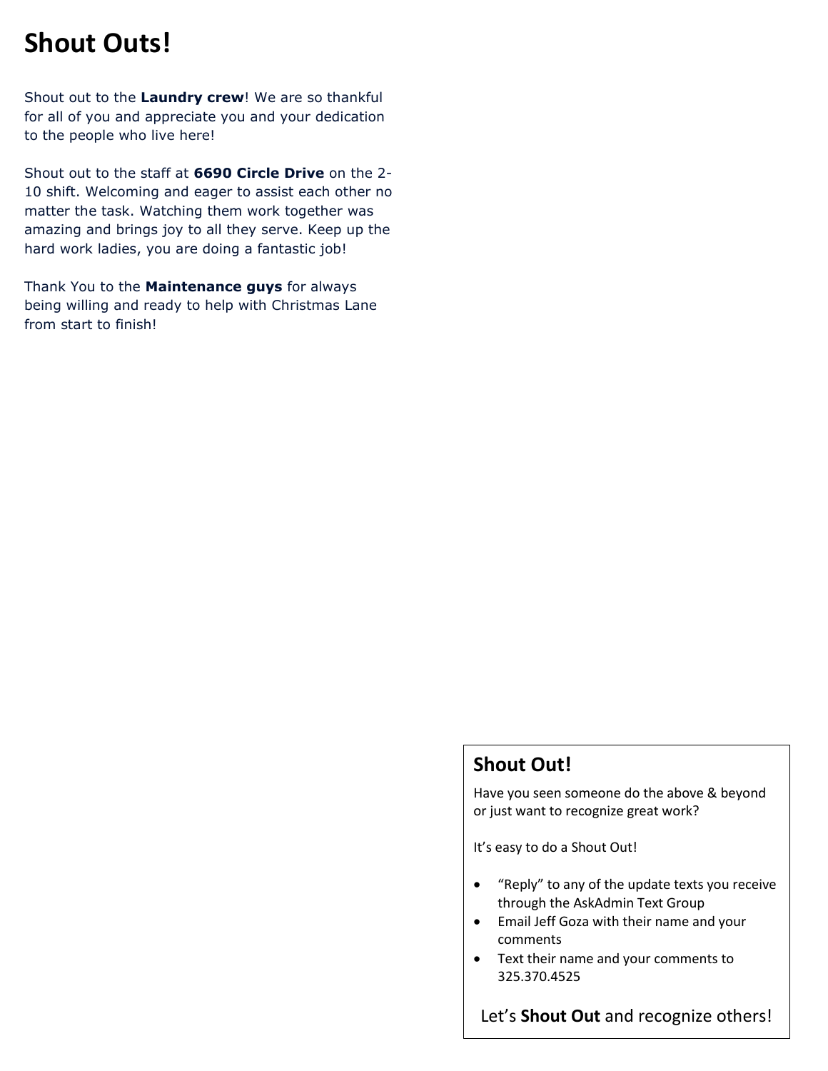# Shout Outs!

Shout out to the **Laundry crew**! We are so thankful for all of you and appreciate you and your dedication to the people who live here!

Shout out to the staff at **6690 Circle Drive** on the 2-10 shift. Welcoming and eager to assist each other no matter the task. Watching them work together was amazing and brings joy to all they serve. Keep up the hard work ladies, you are doing a fantastic job!

Thank You to the **Maintenance guys** for always being willing and ready to help with Christmas Lane from start to finish!

## Shout Out!

Have you seen someone do the above & beyond or just want to recognize great work?

It's easy to do a Shout Out!

- "Reply" to any of the update texts you receive through the AskAdmin Text Group
- Email Jeff Goza with their name and your comments
- Text their name and your comments to 325.370.4525

Let's **Shout Out** and recognize others!